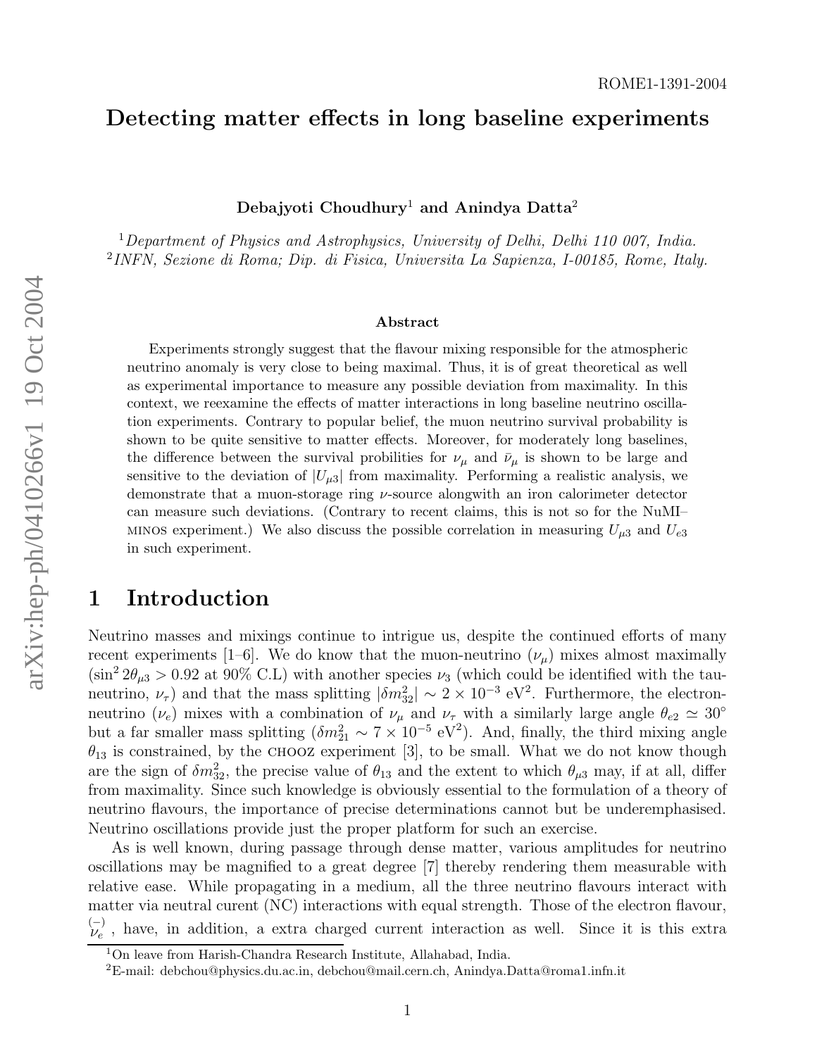ROME1-1391-2004

# Detecting matter effects in long baseline experiments

**Debajyoti Choudhury[1] and Anindya Datta[2]**

[1] *Department of Physics and Astrophysics, University of Delhi, Delhi 110 007, India.*
[2] *INFN, Sezione di Roma; Dip. di Fisica, Universita La Sapienza, I-00185, Rome, Italy.*

### Abstract

Experiments strongly suggest that the flavour mixing responsible for the atmospheric neutrino anomaly is very close to being maximal. Thus, it is of great theoretical as well as experimental importance to measure any possible deviation from maximality. In this context, we reexamine the effects of matter interactions in long baseline neutrino oscillation experiments. Contrary to popular belief, the muon neutrino survival probability is shown to be quite sensitive to matter effects. Moreover, for moderately long baselines, the difference between the survival probilities for $\nu_\mu$ and $\bar{\nu}_\mu$ is shown to be large and sensitive to the deviation of $|U_{\mu 3}|$ from maximality. Performing a realistic analysis, we demonstrate that a muon-storage ring $\nu$-source alongwith an iron calorimeter detector can measure such deviations. (Contrary to recent claims, this is not so for the NuMI–MINOS experiment.) We also discuss the possible correlation in measuring $U_{\mu 3}$ and $U_{e3}$ in such experiment.

## 1 Introduction

Neutrino masses and mixings continue to intrigue us, despite the continued efforts of many recent experiments [1–6]. We do know that the muon-neutrino ($\nu_\mu$) mixes almost maximally ($\sin^2 2\theta_{\mu 3} > 0.92$ at 90% C.L) with another species $\nu_3$ (which could be identified with the tau-neutrino, $\nu_\tau$) and that the mass splitting $|\delta m^2_{32}| \sim 2 \times 10^{-3}$ eV$^2$. Furthermore, the electron-neutrino ($\nu_e$) mixes with a combination of $\nu_\mu$ and $\nu_\tau$ with a similarly large angle $\theta_{e2} \simeq 30^\circ$ but a far smaller mass splitting ($\delta m^2_{21} \sim 7 \times 10^{-5}$ eV$^2$). And, finally, the third mixing angle $\theta_{13}$ is constrained, by the CHOOZ experiment [3], to be small. What we do not know though are the sign of $\delta m^2_{32}$, the precise value of $\theta_{13}$ and the extent to which $\theta_{\mu 3}$ may, if at all, differ from maximality. Since such knowledge is obviously essential to the formulation of a theory of neutrino flavours, the importance of precise determinations cannot but be underemphasised. Neutrino oscillations provide just the proper platform for such an exercise.

As is well known, during passage through dense matter, various amplitudes for neutrino oscillations may be magnified to a great degree [7] thereby rendering them measurable with relative ease. While propagating in a medium, all the three neutrino flavours interact with matter via neutral curent (NC) interactions with equal strength. Those of the electron flavour, $\overset{(-)}{\nu_e}$, have, in addition, a extra charged current interaction as well. Since it is this extra

[1] On leave from Harish-Chandra Research Institute, Allahabad, India.
[2] E-mail: debchou@physics.du.ac.in, debchou@mail.cern.ch, Anindya.Datta@roma1.infn.it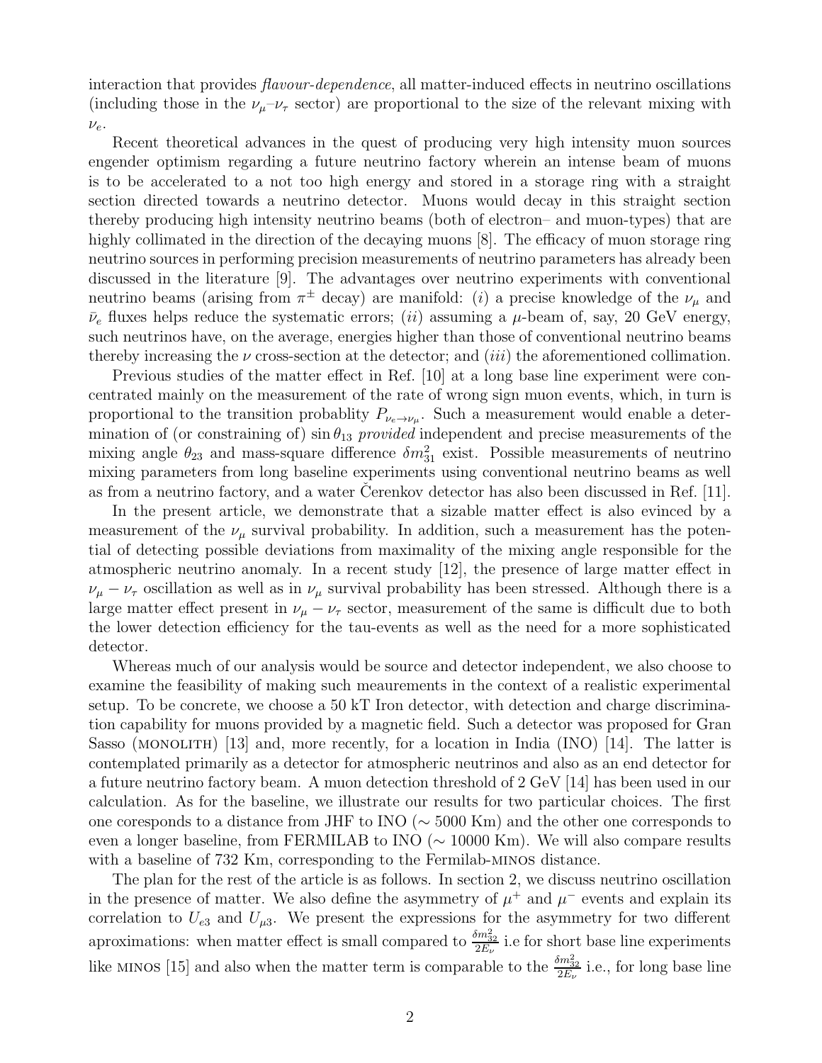interaction that provides *flavour-dependence*, all matter-induced effects in neutrino oscillations (including those in the $\nu_\mu$–$\nu_\tau$ sector) are proportional to the size of the relevant mixing with $\nu_e$.

Recent theoretical advances in the quest of producing very high intensity muon sources engender optimism regarding a future neutrino factory wherein an intense beam of muons is to be accelerated to a not too high energy and stored in a storage ring with a straight section directed towards a neutrino detector. Muons would decay in this straight section thereby producing high intensity neutrino beams (both of electron– and muon-types) that are highly collimated in the direction of the decaying muons [8]. The efficacy of muon storage ring neutrino sources in performing precision measurements of neutrino parameters has already been discussed in the literature [9]. The advantages over neutrino experiments with conventional neutrino beams (arising from $\pi^\pm$ decay) are manifold: (*i*) a precise knowledge of the $\nu_\mu$ and $\bar{\nu}_e$ fluxes helps reduce the systematic errors; (*ii*) assuming a $\mu$-beam of, say, 20 GeV energy, such neutrinos have, on the average, energies higher than those of conventional neutrino beams thereby increasing the $\nu$ cross-section at the detector; and (*iii*) the aforementioned collimation.

Previous studies of the matter effect in Ref. [10] at a long base line experiment were concentrated mainly on the measurement of the rate of wrong sign muon events, which, in turn is proportional to the transition probablity $P_{\nu_e \to \nu_\mu}$. Such a measurement would enable a determination of (or constraining of) $\sin\theta_{13}$ *provided* independent and precise measurements of the mixing angle $\theta_{23}$ and mass-square difference $\delta m^2_{31}$ exist. Possible measurements of neutrino mixing parameters from long baseline experiments using conventional neutrino beams as well as from a neutrino factory, and a water Čerenkov detector has also been discussed in Ref. [11].

In the present article, we demonstrate that a sizable matter effect is also evinced by a measurement of the $\nu_\mu$ survival probability. In addition, such a measurement has the potential of detecting possible deviations from maximality of the mixing angle responsible for the atmospheric neutrino anomaly. In a recent study [12], the presence of large matter effect in $\nu_\mu - \nu_\tau$ oscillation as well as in $\nu_\mu$ survival probability has been stressed. Although there is a large matter effect present in $\nu_\mu - \nu_\tau$ sector, measurement of the same is difficult due to both the lower detection efficiency for the tau-events as well as the need for a more sophisticated detector.

Whereas much of our analysis would be source and detector independent, we also choose to examine the feasibility of making such meaurements in the context of a realistic experimental setup. To be concrete, we choose a 50 kT Iron detector, with detection and charge discrimination capability for muons provided by a magnetic field. Such a detector was proposed for Gran Sasso (MONOLITH) [13] and, more recently, for a location in India (INO) [14]. The latter is contemplated primarily as a detector for atmospheric neutrinos and also as an end detector for a future neutrino factory beam. A muon detection threshold of 2 GeV [14] has been used in our calculation. As for the baseline, we illustrate our results for two particular choices. The first one coresponds to a distance from JHF to INO ($\sim$ 5000 Km) and the other one corresponds to even a longer baseline, from FERMILAB to INO ($\sim$ 10000 Km). We will also compare results with a baseline of 732 Km, corresponding to the Fermilab-MINOS distance.

The plan for the rest of the article is as follows. In section 2, we discuss neutrino oscillation in the presence of matter. We also define the asymmetry of $\mu^+$ and $\mu^-$ events and explain its correlation to $U_{e3}$ and $U_{\mu 3}$. We present the expressions for the asymmetry for two different aproximations: when matter effect is small compared to $\frac{\delta m^2_{32}}{2E_\nu}$ i.e for short base line experiments like MINOS [15] and also when the matter term is comparable to the $\frac{\delta m^2_{32}}{2E_\nu}$ i.e., for long base line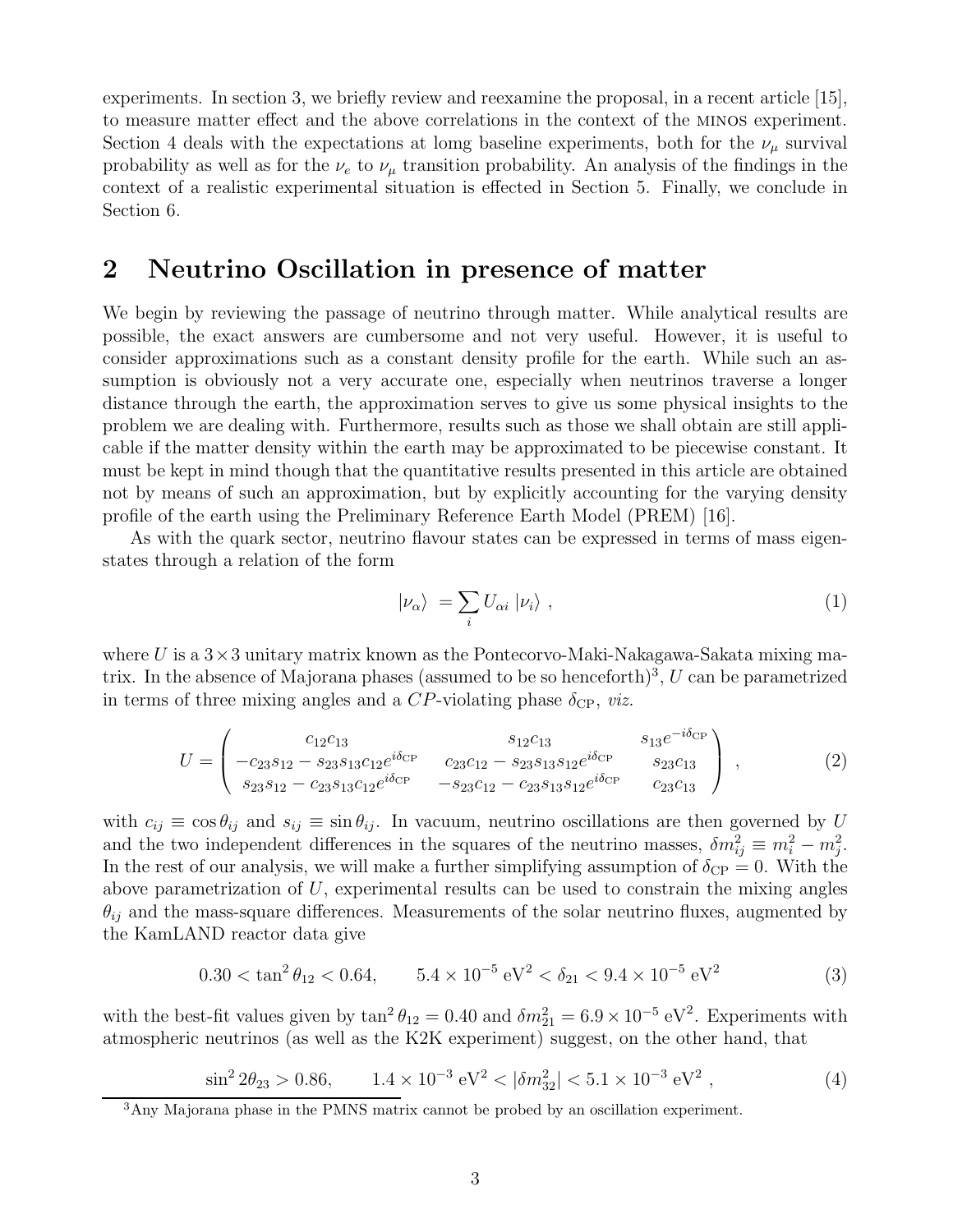experiments. In section 3, we briefly review and reexamine the proposal, in a recent article [15], to measure matter effect and the above correlations in the context of the MINOS experiment. Section 4 deals with the expectations at lomg baseline experiments, both for the $\nu_\mu$ survival probability as well as for the $\nu_e$ to $\nu_\mu$ transition probability. An analysis of the findings in the context of a realistic experimental situation is effected in Section 5. Finally, we conclude in Section 6.

## 2 Neutrino Oscillation in presence of matter

We begin by reviewing the passage of neutrino through matter. While analytical results are possible, the exact answers are cumbersome and not very useful. However, it is useful to consider approximations such as a constant density profile for the earth. While such an assumption is obviously not a very accurate one, especially when neutrinos traverse a longer distance through the earth, the approximation serves to give us some physical insights to the problem we are dealing with. Furthermore, results such as those we shall obtain are still applicable if the matter density within the earth may be approximated to be piecewise constant. It must be kept in mind though that the quantitative results presented in this article are obtained not by means of such an approximation, but by explicitly accounting for the varying density profile of the earth using the Preliminary Reference Earth Model (PREM) [16].

As with the quark sector, neutrino flavour states can be expressed in terms of mass eigenstates through a relation of the form

$$|\nu_\alpha\rangle \;= \sum_i U_{\alpha i}\,|\nu_i\rangle \;, \tag{1}$$

where $U$ is a $3\times 3$ unitary matrix known as the Pontecorvo-Maki-Nakagawa-Sakata mixing matrix. In the absence of Majorana phases (assumed to be so henceforth)[3], $U$ can be parametrized in terms of three mixing angles and a $CP$-violating phase $\delta_{\rm CP}$, *viz.*

$$U = \begin{pmatrix} c_{12}c_{13} & s_{12}c_{13} & s_{13}e^{-i\delta_{\rm CP}} \\ -c_{23}s_{12} - s_{23}s_{13}c_{12}e^{i\delta_{\rm CP}} & c_{23}c_{12} - s_{23}s_{13}s_{12}e^{i\delta_{\rm CP}} & s_{23}c_{13} \\ s_{23}s_{12} - c_{23}s_{13}c_{12}e^{i\delta_{\rm CP}} & -s_{23}c_{12} - c_{23}s_{13}s_{12}e^{i\delta_{\rm CP}} & c_{23}c_{13} \end{pmatrix} \;, \tag{2}$$

with $c_{ij} \equiv \cos\theta_{ij}$ and $s_{ij} \equiv \sin\theta_{ij}$. In vacuum, neutrino oscillations are then governed by $U$ and the two independent differences in the squares of the neutrino masses, $\delta m^2_{ij} \equiv m^2_i - m^2_j$. In the rest of our analysis, we will make a further simplifying assumption of $\delta_{\rm CP} = 0$. With the above parametrization of $U$, experimental results can be used to constrain the mixing angles $\theta_{ij}$ and the mass-square differences. Measurements of the solar neutrino fluxes, augmented by the KamLAND reactor data give

$$0.30 < \tan^2\theta_{12} < 0.64, \qquad 5.4\times 10^{-5}\ {\rm eV}^2 < \delta_{21} < 9.4\times 10^{-5}\ {\rm eV}^2 \tag{3}$$

with the best-fit values given by $\tan^2\theta_{12} = 0.40$ and $\delta m^2_{21} = 6.9\times 10^{-5}$ eV$^2$. Experiments with atmospheric neutrinos (as well as the K2K experiment) suggest, on the other hand, that

$$\sin^2 2\theta_{23} > 0.86, \qquad 1.4\times 10^{-3}\ {\rm eV}^2 < |\delta m^2_{32}| < 5.1\times 10^{-3}\ {\rm eV}^2 \;, \tag{4}$$

[3] Any Majorana phase in the PMNS matrix cannot be probed by an oscillation experiment.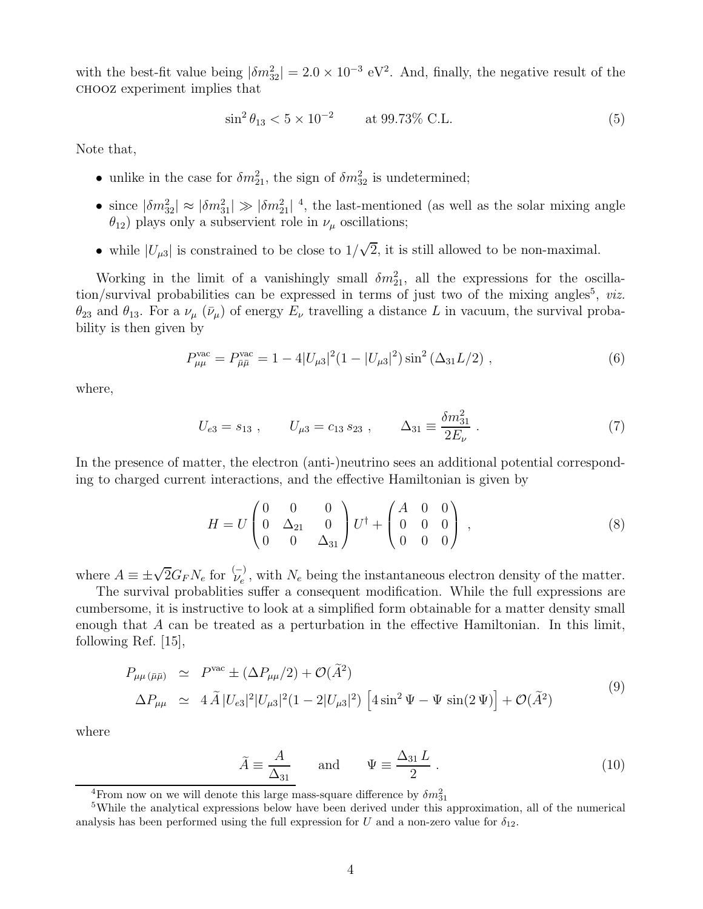with the best-fit value being $|\delta m_{32}^2| = 2.0 \times 10^{-3}$ eV$^2$. And, finally, the negative result of the CHOOZ experiment implies that

$$\sin^2 \theta_{13} < 5 \times 10^{-2} \qquad \text{at } 99.73\% \text{ C.L.} \tag{5}$$

Note that,

- unlike in the case for $\delta m_{21}^2$, the sign of $\delta m_{32}^2$ is undetermined;
- since $|\delta m_{32}^2| \approx |\delta m_{31}^2| \gg |\delta m_{21}^2|$ [4], the last-mentioned (as well as the solar mixing angle $\theta_{12}$) plays only a subservient role in $\nu_\mu$ oscillations;
- while $|U_{\mu 3}|$ is constrained to be close to $1/\sqrt{2}$, it is still allowed to be non-maximal.

Working in the limit of a vanishingly small $\delta m_{21}^2$, all the expressions for the oscillation/survival probabilities can be expressed in terms of just two of the mixing angles[5], *viz.* $\theta_{23}$ and $\theta_{13}$. For a $\nu_\mu$ ($\bar{\nu}_\mu$) of energy $E_\nu$ travelling a distance $L$ in vacuum, the survival probability is then given by

$$P_{\mu\mu}^{\rm vac} = P_{\bar{\mu}\bar{\mu}}^{\rm vac} = 1 - 4|U_{\mu 3}|^2 (1 - |U_{\mu 3}|^2) \sin^2 (\Delta_{31} L/2) \; , \tag{6}$$

where,

$$U_{e3} = s_{13} \; , \qquad U_{\mu 3} = c_{13} \, s_{23} \; , \qquad \Delta_{31} \equiv \frac{\delta m_{31}^2}{2 E_\nu} \; . \tag{7}$$

In the presence of matter, the electron (anti-)neutrino sees an additional potential corresponding to charged current interactions, and the effective Hamiltonian is given by

$$H = U \begin{pmatrix} 0 & 0 & 0 \\ 0 & \Delta_{21} & 0 \\ 0 & 0 & \Delta_{31} \end{pmatrix} U^\dagger + \begin{pmatrix} A & 0 & 0 \\ 0 & 0 & 0 \\ 0 & 0 & 0 \end{pmatrix} \; , \tag{8}$$

where $A \equiv \pm \sqrt{2} G_F N_e$ for $\overset{(-)}{\nu_e}$, with $N_e$ being the instantaneous electron density of the matter.

The survival probablities suffer a consequent modification. While the full expressions are cumbersome, it is instructive to look at a simplified form obtainable for a matter density small enough that $A$ can be treated as a perturbation in the effective Hamiltonian. In this limit, following Ref. [15],

$$\begin{aligned} P_{\mu\mu \, (\bar{\mu}\bar{\mu})} &\simeq P^{\rm vac} \pm (\Delta P_{\mu\mu}/2) + \mathcal{O}(\widetilde{A}^2) \\ \Delta P_{\mu\mu} &\simeq 4 \, \widetilde{A} \, |U_{e3}|^2 |U_{\mu 3}|^2 (1 - 2|U_{\mu 3}|^2) \left[ 4 \sin^2 \Psi - \Psi \sin(2\,\Psi) \right] + \mathcal{O}(\widetilde{A}^2) \end{aligned} \tag{9}$$

where

$$\widetilde{A} \equiv \frac{A}{\Delta_{31}} \qquad \text{and} \qquad \Psi \equiv \frac{\Delta_{31} \, L}{2} \; . \tag{10}$$

[4] From now on we will denote this large mass-square difference by $\delta m_{31}^2$

[5] While the analytical expressions below have been derived under this approximation, all of the numerical analysis has been performed using the full expression for $U$ and a non-zero value for $\delta_{12}$.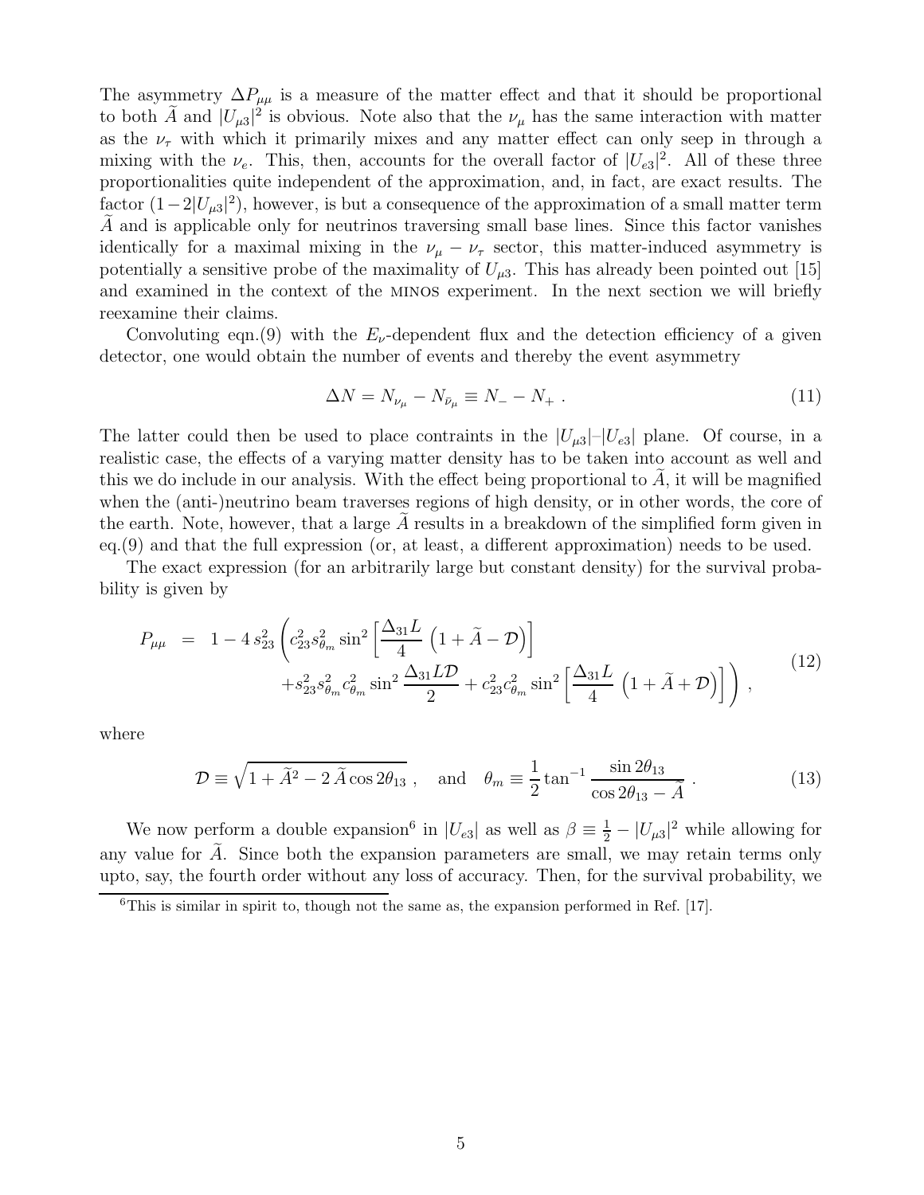The asymmetry $\Delta P_{\mu\mu}$ is a measure of the matter effect and that it should be proportional to both $\widetilde{A}$ and $|U_{\mu 3}|^2$ is obvious. Note also that the $\nu_\mu$ has the same interaction with matter as the $\nu_\tau$ with which it primarily mixes and any matter effect can only seep in through a mixing with the $\nu_e$. This, then, accounts for the overall factor of $|U_{e3}|^2$. All of these three proportionalities quite independent of the approximation, and, in fact, are exact results. The factor $(1-2|U_{\mu 3}|^2)$, however, is but a consequence of the approximation of a small matter term $\widetilde{A}$ and is applicable only for neutrinos traversing small base lines. Since this factor vanishes identically for a maximal mixing in the $\nu_\mu - \nu_\tau$ sector, this matter-induced asymmetry is potentially a sensitive probe of the maximality of $U_{\mu 3}$. This has already been pointed out [15] and examined in the context of the MINOS experiment. In the next section we will briefly reexamine their claims.

Convoluting eqn.(9) with the $E_\nu$-dependent flux and the detection efficiency of a given detector, one would obtain the number of events and thereby the event asymmetry

$$\Delta N = N_{\nu_\mu} - N_{\bar{\nu}_\mu} \equiv N_- - N_+ \; . \tag{11}$$

The latter could then be used to place contraints in the $|U_{\mu 3}|$–$|U_{e3}|$ plane. Of course, in a realistic case, the effects of a varying matter density has to be taken into account as well and this we do include in our analysis. With the effect being proportional to $\widetilde{A}$, it will be magnified when the (anti-)neutrino beam traverses regions of high density, or in other words, the core of the earth. Note, however, that a large $\widetilde{A}$ results in a breakdown of the simplified form given in eq.(9) and that the full expression (or, at least, a different approximation) needs to be used.

The exact expression (for an arbitrarily large but constant density) for the survival probability is given by

$$\begin{aligned} P_{\mu\mu} \;=\; & 1 - 4\, s_{23}^2 \left( c_{23}^2 s_{\theta_m}^2 \sin^2 \left[ \frac{\Delta_{31} L}{4} \left( 1 + \widetilde{A} - \mathcal{D} \right) \right] \right. \\ & \left. + s_{23}^2 s_{\theta_m}^2 c_{\theta_m}^2 \sin^2 \frac{\Delta_{31} L \mathcal{D}}{2} + c_{23}^2 c_{\theta_m}^2 \sin^2 \left[ \frac{\Delta_{31} L}{4} \left( 1 + \widetilde{A} + \mathcal{D} \right) \right] \right) , \end{aligned} \tag{12}$$

where

$$\mathcal{D} \equiv \sqrt{1 + \widetilde{A}^2 - 2\, \widetilde{A} \cos 2\theta_{13}} \; , \quad \text{and} \quad \theta_m \equiv \frac{1}{2} \tan^{-1} \frac{\sin 2\theta_{13}}{\cos 2\theta_{13} - \widetilde{A}} \; . \tag{13}$$

We now perform a double expansion[6] in $|U_{e3}|$ as well as $\beta \equiv \frac{1}{2} - |U_{\mu 3}|^2$ while allowing for any value for $\widetilde{A}$. Since both the expansion parameters are small, we may retain terms only upto, say, the fourth order without any loss of accuracy. Then, for the survival probability, we

[6] This is similar in spirit to, though not the same as, the expansion performed in Ref. [17].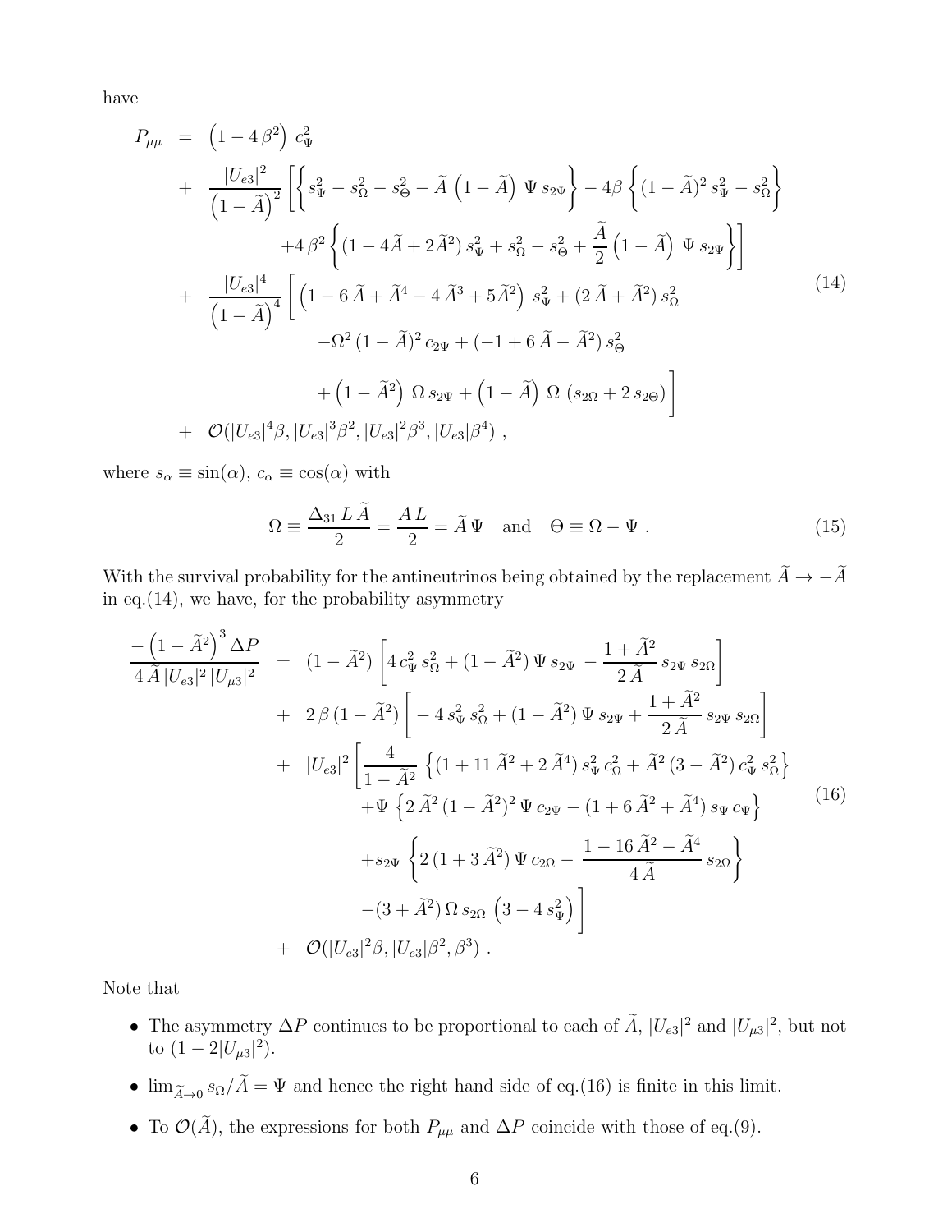have

$$
\begin{aligned}
P_{\mu\mu} &= \left(1 - 4\,\beta^2\right)\, c_\Psi^2 \\
&+ \frac{|U_{e3}|^2}{\left(1-\widetilde{A}\right)^2} \Bigg[ \left\{ s_\Psi^2 - s_\Omega^2 - s_\Theta^2 - \widetilde{A}\,\left(1-\widetilde{A}\right)\,\Psi\, s_{2\Psi} \right\} - 4\beta \left\{ (1-\widetilde{A})^2\, s_\Psi^2 - s_\Omega^2 \right\} \\
&\qquad + 4\,\beta^2 \left\{ (1 - 4\widetilde{A} + 2\widetilde{A}^2)\, s_\Psi^2 + s_\Omega^2 - s_\Theta^2 + \frac{\widetilde{A}}{2}\left(1-\widetilde{A}\right)\,\Psi\, s_{2\Psi} \right\} \Bigg] \\
&+ \frac{|U_{e3}|^4}{\left(1-\widetilde{A}\right)^4} \Bigg[ \left(1 - 6\,\widetilde{A} + \widetilde{A}^4 - 4\,\widetilde{A}^3 + 5\widetilde{A}^2\right)\, s_\Psi^2 + (2\,\widetilde{A} + \widetilde{A}^2)\, s_\Omega^2 \\
&\qquad - \Omega^2\,(1-\widetilde{A})^2\, c_{2\Psi} + (-1 + 6\,\widetilde{A} - \widetilde{A}^2)\, s_\Theta^2 \\
&\qquad + \left(1 - \widetilde{A}^2\right)\,\Omega\, s_{2\Psi} + \left(1-\widetilde{A}\right)\,\Omega\,\left(s_{2\Omega} + 2\, s_{2\Theta}\right) \Bigg] \\
&+ \mathcal{O}(|U_{e3}|^4\beta, |U_{e3}|^3\beta^2, |U_{e3}|^2\beta^3, |U_{e3}|\beta^4)\ ,
\end{aligned}
\tag{14}
$$

where $s_\alpha \equiv \sin(\alpha)$, $c_\alpha \equiv \cos(\alpha)$ with

$$
\Omega \equiv \frac{\Delta_{31}\, L\, \widetilde{A}}{2} = \frac{A\, L}{2} = \widetilde{A}\,\Psi \quad \text{and} \quad \Theta \equiv \Omega - \Psi\ .
\tag{15}
$$

With the survival probability for the antineutrinos being obtained by the replacement $\widetilde{A} \to -\widetilde{A}$ in eq.(14), we have, for the probability asymmetry

$$
\begin{aligned}
\frac{-\left(1-\widetilde{A}^2\right)^3 \Delta P}{4\,\widetilde{A}\,|U_{e3}|^2\,|U_{\mu 3}|^2} &= (1-\widetilde{A}^2)\left[ 4\, c_\Psi^2\, s_\Omega^2 + (1-\widetilde{A}^2)\,\Psi\, s_{2\Psi} - \frac{1+\widetilde{A}^2}{2\,\widetilde{A}}\, s_{2\Psi}\, s_{2\Omega} \right] \\
&+ 2\,\beta\,(1-\widetilde{A}^2)\left[ -4\, s_\Psi^2\, s_\Omega^2 + (1-\widetilde{A}^2)\,\Psi\, s_{2\Psi} + \frac{1+\widetilde{A}^2}{2\,\widetilde{A}}\, s_{2\Psi}\, s_{2\Omega} \right] \\
&+ |U_{e3}|^2 \Bigg[ \frac{4}{1-\widetilde{A}^2} \left\{ (1 + 11\,\widetilde{A}^2 + 2\,\widetilde{A}^4)\, s_\Psi^2\, c_\Omega^2 + \widetilde{A}^2\,(3-\widetilde{A}^2)\, c_\Psi^2\, s_\Omega^2 \right\} \\
&\qquad + \Psi \left\{ 2\,\widetilde{A}^2\,(1-\widetilde{A}^2)^2\,\Psi\, c_{2\Psi} - (1 + 6\,\widetilde{A}^2 + \widetilde{A}^4)\, s_\Psi\, c_\Psi \right\} \\
&\qquad + s_{2\Psi} \left\{ 2\,(1 + 3\,\widetilde{A}^2)\,\Psi\, c_{2\Omega} - \frac{1 - 16\,\widetilde{A}^2 - \widetilde{A}^4}{4\,\widetilde{A}}\, s_{2\Omega} \right\} \\
&\qquad - (3 + \widetilde{A}^2)\,\Omega\, s_{2\Omega}\,\left(3 - 4\, s_\Psi^2\right) \Bigg] \\
&+ \mathcal{O}(|U_{e3}|^2\beta, |U_{e3}|\beta^2, \beta^3)\ .
\end{aligned}
\tag{16}
$$

Note that

- The asymmetry $\Delta P$ continues to be proportional to each of $\widetilde{A}$, $|U_{e3}|^2$ and $|U_{\mu 3}|^2$, but not to $(1 - 2|U_{\mu 3}|^2)$.
- $\lim_{\widetilde{A}\to 0} s_\Omega/\widetilde{A} = \Psi$ and hence the right hand side of eq.(16) is finite in this limit.
- To $\mathcal{O}(\widetilde{A})$, the expressions for both $P_{\mu\mu}$ and $\Delta P$ coincide with those of eq.(9).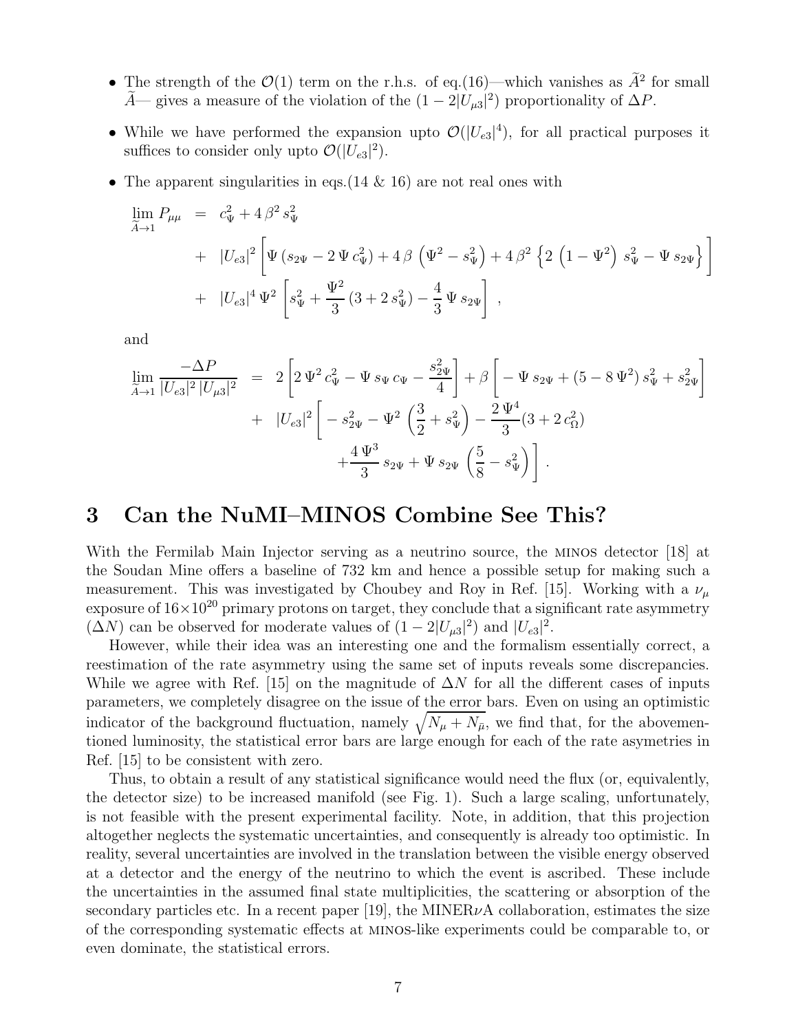- The strength of the $\mathcal{O}(1)$ term on the r.h.s. of eq.(16)—which vanishes as $\widetilde{A}^2$ for small $\widetilde{A}$— gives a measure of the violation of the $(1-2|U_{\mu 3}|^2)$ proportionality of $\Delta P$.
- While we have performed the expansion upto $\mathcal{O}(|U_{e3}|^4)$, for all practical purposes it suffices to consider only upto $\mathcal{O}(|U_{e3}|^2)$.
- The apparent singularities in eqs.(14 & 16) are not real ones with

$$
\begin{aligned}
\lim_{\widetilde{A}\to 1} P_{\mu\mu} &= c_\Psi^2 + 4\,\beta^2\, s_\Psi^2 \\
&+ |U_{e3}|^2 \left[ \Psi\,(s_{2\Psi} - 2\,\Psi\, c_\Psi^2) + 4\,\beta\,\left(\Psi^2 - s_\Psi^2\right) + 4\,\beta^2 \left\{ 2\,\left(1-\Psi^2\right)\, s_\Psi^2 - \Psi\, s_{2\Psi} \right\} \right] \\
&+ |U_{e3}|^4\, \Psi^2 \left[ s_\Psi^2 + \frac{\Psi^2}{3}\,(3 + 2\, s_\Psi^2) - \frac{4}{3}\,\Psi\, s_{2\Psi} \right] ,
\end{aligned}
$$

and

$$
\begin{aligned}
\lim_{\widetilde{A}\to 1} \frac{-\Delta P}{|U_{e3}|^2\,|U_{\mu 3}|^2} &= 2\left[ 2\,\Psi^2\, c_\Psi^2 - \Psi\, s_\Psi\, c_\Psi - \frac{s_{2\Psi}^2}{4} \right] + \beta \left[ -\Psi\, s_{2\Psi} + (5 - 8\,\Psi^2)\, s_\Psi^2 + s_{2\Psi}^2 \right] \\
&+ |U_{e3}|^2 \left[ -s_{2\Psi}^2 - \Psi^2\,\left(\frac{3}{2} + s_\Psi^2\right) - \frac{2\,\Psi^4}{3}(3 + 2\, c_\Omega^2) \right. \\
&\qquad \left. + \frac{4\,\Psi^3}{3}\, s_{2\Psi} + \Psi\, s_{2\Psi}\,\left(\frac{5}{8} - s_\Psi^2\right) \right] .
\end{aligned}
$$

# 3 Can the NuMI–MINOS Combine See This?

With the Fermilab Main Injector serving as a neutrino source, the MINOS detector [18] at the Soudan Mine offers a baseline of 732 km and hence a possible setup for making such a measurement. This was investigated by Choubey and Roy in Ref. [15]. Working with a $\nu_\mu$ exposure of $16\times 10^{20}$ primary protons on target, they conclude that a significant rate asymmetry ($\Delta N$) can be observed for moderate values of $(1-2|U_{\mu 3}|^2)$ and $|U_{e3}|^2$.

However, while their idea was an interesting one and the formalism essentially correct, a reestimation of the rate asymmetry using the same set of inputs reveals some discrepancies. While we agree with Ref. [15] on the magnitude of $\Delta N$ for all the different cases of inputs parameters, we completely disagree on the issue of the error bars. Even on using an optimistic indicator of the background fluctuation, namely $\sqrt{N_\mu + N_{\bar{\mu}}}$, we find that, for the abovementioned luminosity, the statistical error bars are large enough for each of the rate asymetries in Ref. [15] to be consistent with zero.

Thus, to obtain a result of any statistical significance would need the flux (or, equivalently, the detector size) to be increased manifold (see Fig. 1). Such a large scaling, unfortunately, is not feasible with the present experimental facility. Note, in addition, that this projection altogether neglects the systematic uncertainties, and consequently is already too optimistic. In reality, several uncertainties are involved in the translation between the visible energy observed at a detector and the energy of the neutrino to which the event is ascribed. These include the uncertainties in the assumed final state multiplicities, the scattering or absorption of the secondary particles etc. In a recent paper [19], the MINER$\nu$A collaboration, estimates the size of the corresponding systematic effects at MINOS-like experiments could be comparable to, or even dominate, the statistical errors.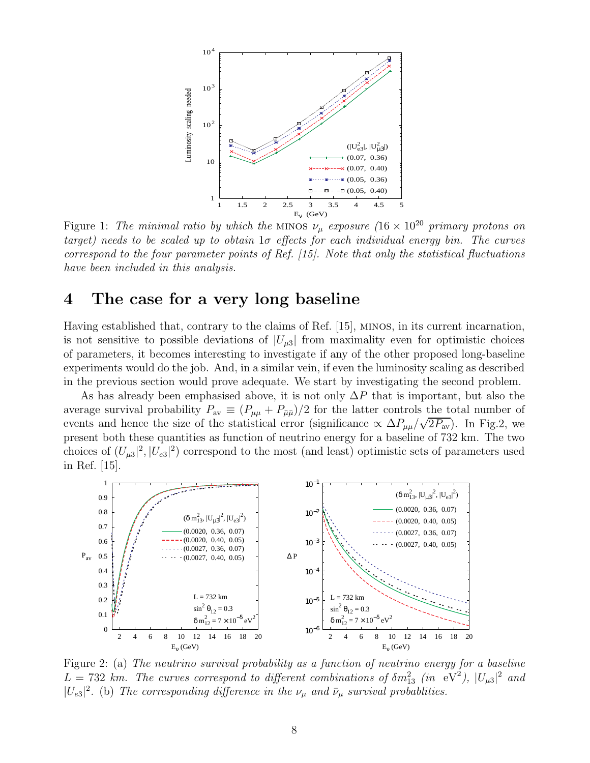Figure 1: *The minimal ratio by which the* MINOS $\nu_\mu$ *exposure (*$16 \times 10^{20}$ *primary protons on target) needs to be scaled up to obtain* $1\sigma$ *effects for each individual energy bin. The curves correspond to the four parameter points of Ref. [15]. Note that only the statistical fluctuations have been included in this analysis.*

# 4 The case for a very long baseline

Having established that, contrary to the claims of Ref. [15], MINOS, in its current incarnation, is not sensitive to possible deviations of $|U_{\mu 3}|$ from maximality even for optimistic choices of parameters, it becomes interesting to investigate if any of the other proposed long-baseline experiments would do the job. And, in a similar vein, if even the luminosity scaling as described in the previous section would prove adequate. We start by investigating the second problem.

As has already been emphasised above, it is not only $\Delta P$ that is important, but also the average survival probability $P_{\rm av} \equiv (P_{\mu\mu} + P_{\bar{\mu}\bar{\mu}})/2$ for the latter controls the total number of events and hence the size of the statistical error (significance $\propto \Delta P_{\mu\mu}/\sqrt{2P_{\rm av}}$). In Fig.2, we present both these quantities as function of neutrino energy for a baseline of 732 km. The two choices of $(|U_{\mu 3}|^2, |U_{e3}|^2)$ correspond to the most (and least) optimistic sets of parameters used in Ref. [15].

Figure 2: (a) *The neutrino survival probability as a function of neutrino energy for a baseline* $L = 732$ *km. The curves correspond to different combinations of* $\delta m^2_{13}$ *(in* eV$^2$*),* $|U_{\mu 3}|^2$ *and* $|U_{e3}|^2$*.* (b) *The corresponding difference in the* $\nu_\mu$ *and* $\bar{\nu}_\mu$ *survival probablities.*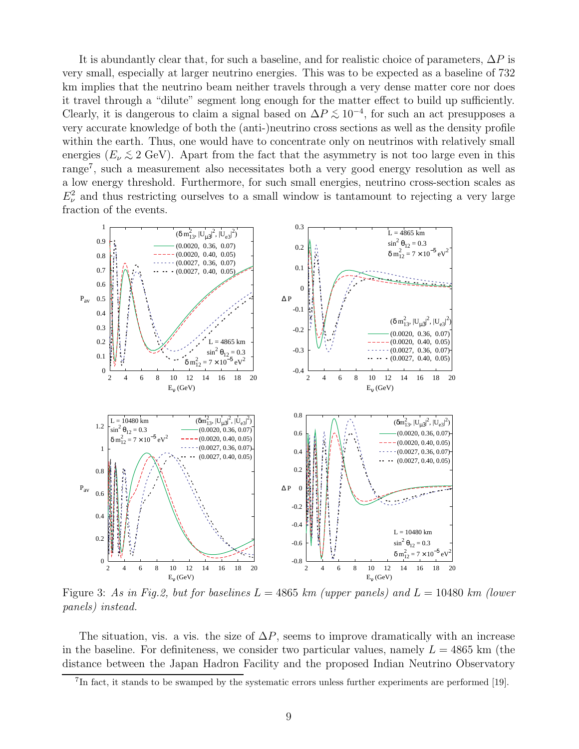It is abundantly clear that, for such a baseline, and for realistic choice of parameters, $\Delta P$ is very small, especially at larger neutrino energies. This was to be expected as a baseline of 732 km implies that the neutrino beam neither travels through a very dense matter core nor does it travel through a "dilute" segment long enough for the matter effect to build up sufficiently. Clearly, it is dangerous to claim a signal based on $\Delta P \lesssim 10^{-4}$, for such an act presupposes a very accurate knowledge of both the (anti-)neutrino cross sections as well as the density profile within the earth. Thus, one would have to concentrate only on neutrinos with relatively small energies ($E_\nu \lesssim 2$ GeV). Apart from the fact that the asymmetry is not too large even in this range[7], such a measurement also necessitates both a very good energy resolution as well as a low energy threshold. Furthermore, for such small energies, neutrino cross-section scales as $E_\nu^2$ and thus restricting ourselves to a small window is tantamount to rejecting a very large fraction of the events.

Figure 3: *As in Fig.2, but for baselines $L = 4865$ km (upper panels) and $L = 10480$ km (lower panels) instead.*

The situation, vis. a vis. the size of $\Delta P$, seems to improve dramatically with an increase in the baseline. For definiteness, we consider two particular values, namely $L = 4865$ km (the distance between the Japan Hadron Facility and the proposed Indian Neutrino Observatory

[7] In fact, it stands to be swamped by the systematic errors unless further experiments are performed [19].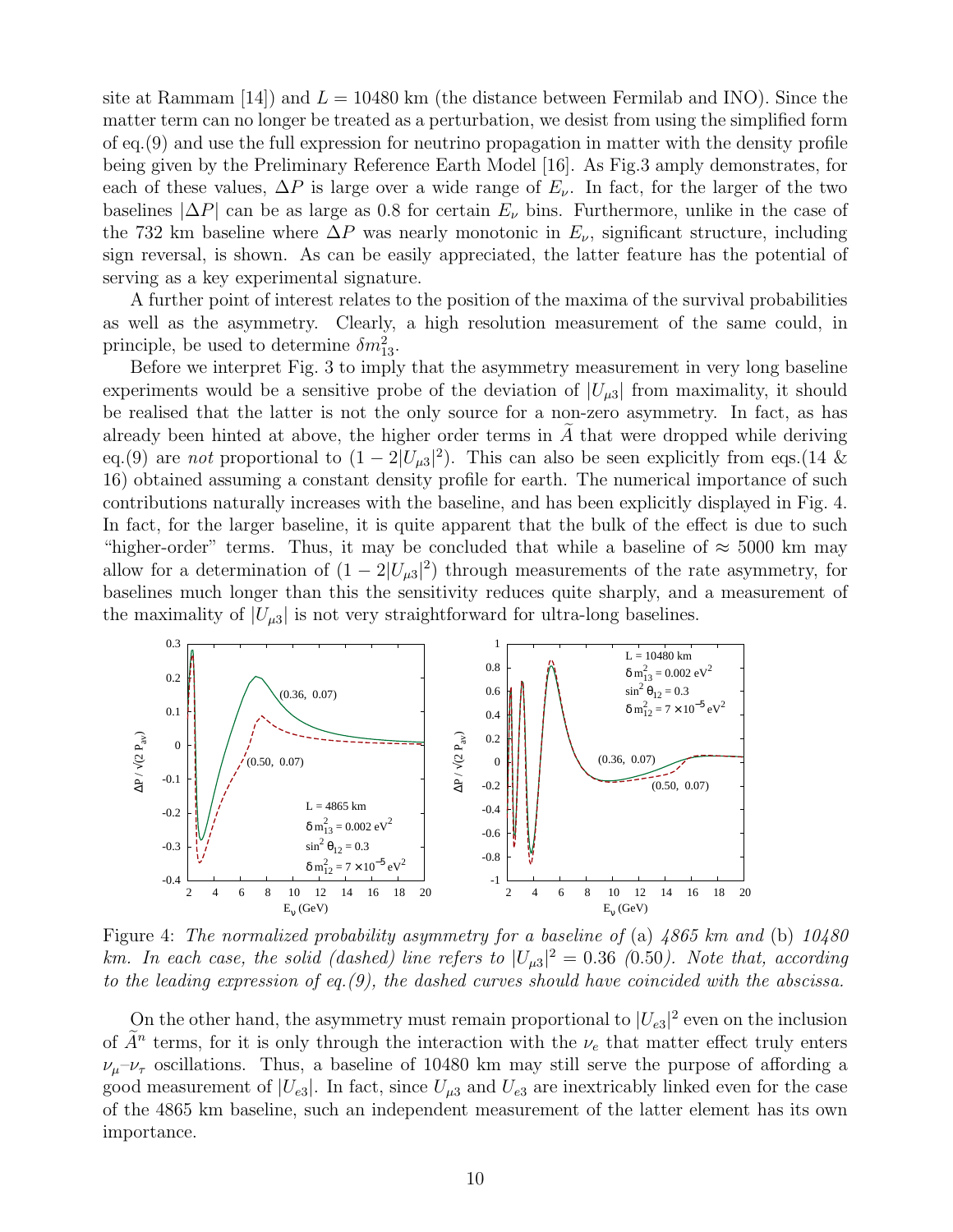site at Rammam [14]) and $L = 10480$ km (the distance between Fermilab and INO). Since the matter term can no longer be treated as a perturbation, we desist from using the simplified form of eq.(9) and use the full expression for neutrino propagation in matter with the density profile being given by the Preliminary Reference Earth Model [16]. As Fig.3 amply demonstrates, for each of these values, $\Delta P$ is large over a wide range of $E_\nu$. In fact, for the larger of the two baselines $|\Delta P|$ can be as large as 0.8 for certain $E_\nu$ bins. Furthermore, unlike in the case of the 732 km baseline where $\Delta P$ was nearly monotonic in $E_\nu$, significant structure, including sign reversal, is shown. As can be easily appreciated, the latter feature has the potential of serving as a key experimental signature.

A further point of interest relates to the position of the maxima of the survival probabilities as well as the asymmetry. Clearly, a high resolution measurement of the same could, in principle, be used to determine $\delta m^2_{13}$.

Before we interpret Fig. 3 to imply that the asymmetry measurement in very long baseline experiments would be a sensitive probe of the deviation of $|U_{\mu 3}|$ from maximality, it should be realised that the latter is not the only source for a non-zero asymmetry. In fact, as has already been hinted at above, the higher order terms in $\widetilde{A}$ that were dropped while deriving eq.(9) are *not* proportional to $(1 - 2|U_{\mu 3}|^2)$. This can also be seen explicitly from eqs.(14 & 16) obtained assuming a constant density profile for earth. The numerical importance of such contributions naturally increases with the baseline, and has been explicitly displayed in Fig. 4. In fact, for the larger baseline, it is quite apparent that the bulk of the effect is due to such "higher-order" terms. Thus, it may be concluded that while a baseline of $\approx 5000$ km may allow for a determination of $(1 - 2|U_{\mu 3}|^2)$ through measurements of the rate asymmetry, for baselines much longer than this the sensitivity reduces quite sharply, and a measurement of the maximality of $|U_{\mu 3}|$ is not very straightforward for ultra-long baselines.

Figure 4: *The normalized probability asymmetry for a baseline of* (a) *4865 km and* (b) *10480 km. In each case, the solid (dashed) line refers to* $|U_{\mu 3}|^2 = 0.36$ *(0.50). Note that, according to the leading expression of eq.(9), the dashed curves should have coincided with the abscissa.*

On the other hand, the asymmetry must remain proportional to $|U_{e3}|^2$ even on the inclusion of $\widetilde{A}^n$ terms, for it is only through the interaction with the $\nu_e$ that matter effect truly enters $\nu_\mu$–$\nu_\tau$ oscillations. Thus, a baseline of 10480 km may still serve the purpose of affording a good measurement of $|U_{e3}|$. In fact, since $U_{\mu 3}$ and $U_{e3}$ are inextricably linked even for the case of the 4865 km baseline, such an independent measurement of the latter element has its own importance.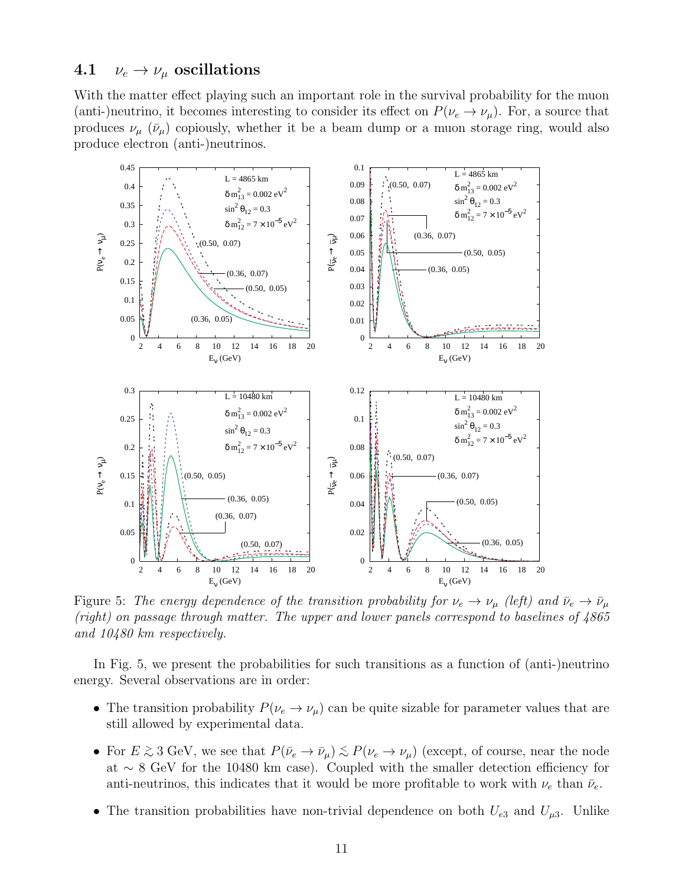### 4.1 $\nu_e \to \nu_\mu$ oscillations

With the matter effect playing such an important role in the survival probability for the muon (anti-)neutrino, it becomes interesting to consider its effect on $P(\nu_e \to \nu_\mu)$. For, a source that produces $\nu_\mu$ ($\bar{\nu}_\mu$) copiously, whether it be a beam dump or a muon storage ring, would also produce electron (anti-)neutrinos.

Figure 5: *The energy dependence of the transition probability for $\nu_e \to \nu_\mu$ (left) and $\bar{\nu}_e \to \bar{\nu}_\mu$ (right) on passage through matter. The upper and lower panels correspond to baselines of 4865 and 10480 km respectively.*

In Fig. 5, we present the probabilities for such transitions as a function of (anti-)neutrino energy. Several observations are in order:

- The transition probability $P(\nu_e \to \nu_\mu)$ can be quite sizable for parameter values that are still allowed by experimental data.
- For $E \gtrsim 3$ GeV, we see that $P(\bar{\nu}_e \to \bar{\nu}_\mu) \lesssim P(\nu_e \to \nu_\mu)$ (except, of course, near the node at $\sim 8$ GeV for the 10480 km case). Coupled with the smaller detection efficiency for anti-neutrinos, this indicates that it would be more profitable to work with $\nu_e$ than $\bar{\nu}_e$.
- The transition probabilities have non-trivial dependence on both $U_{e3}$ and $U_{\mu 3}$. Unlike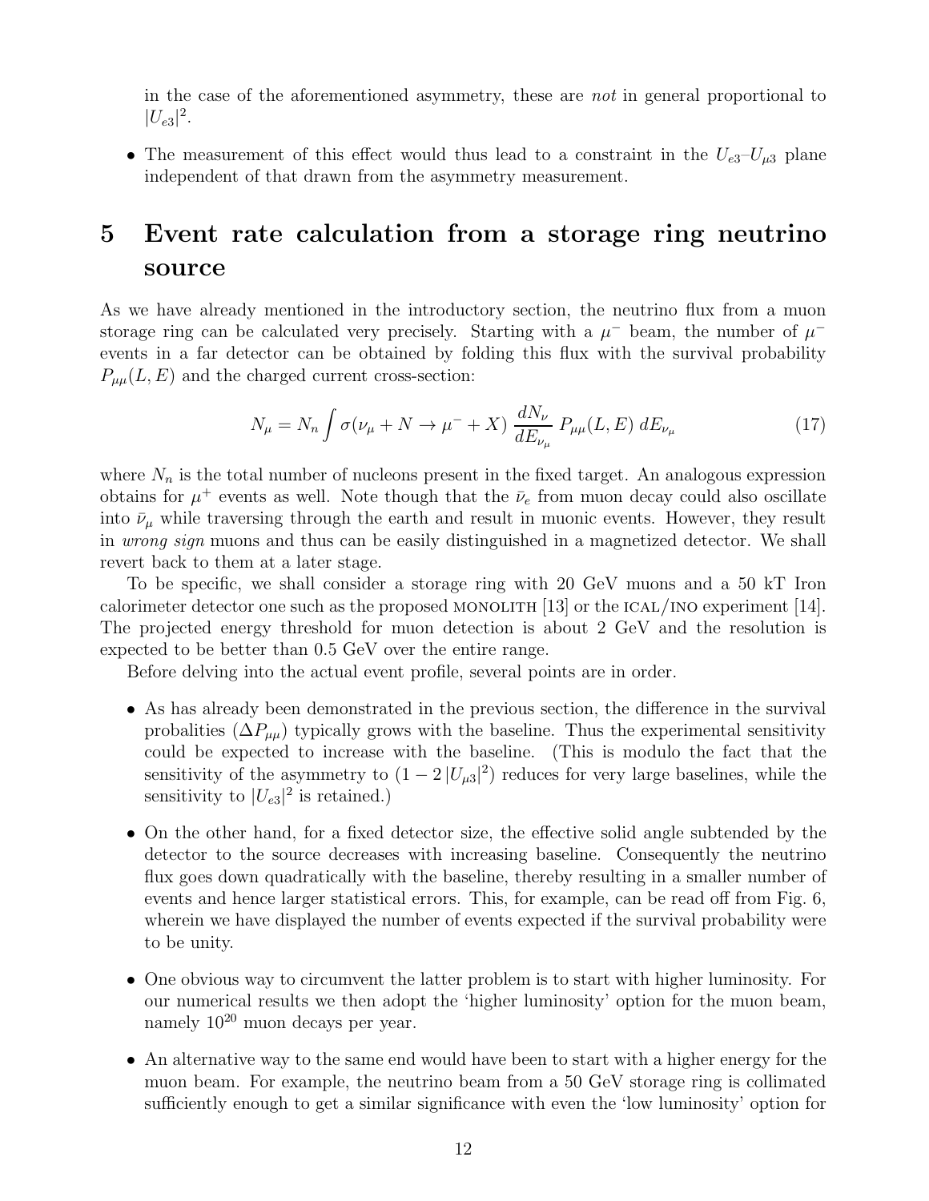in the case of the aforementioned asymmetry, these are *not* in general proportional to $|U_{e3}|^2$.

- The measurement of this effect would thus lead to a constraint in the $U_{e3}$–$U_{\mu 3}$ plane independent of that drawn from the asymmetry measurement.

# 5 Event rate calculation from a storage ring neutrino source

As we have already mentioned in the introductory section, the neutrino flux from a muon storage ring can be calculated very precisely. Starting with a $\mu^-$ beam, the number of $\mu^-$ events in a far detector can be obtained by folding this flux with the survival probability $P_{\mu\mu}(L, E)$ and the charged current cross-section:

$$N_\mu = N_n \int \sigma(\nu_\mu + N \to \mu^- + X) \, \frac{dN_\nu}{dE_{\nu_\mu}} \, P_{\mu\mu}(L, E) \, dE_{\nu_\mu} \tag{17}$$

where $N_n$ is the total number of nucleons present in the fixed target. An analogous expression obtains for $\mu^+$ events as well. Note though that the $\bar{\nu}_e$ from muon decay could also oscillate into $\bar{\nu}_\mu$ while traversing through the earth and result in muonic events. However, they result in *wrong sign* muons and thus can be easily distinguished in a magnetized detector. We shall revert back to them at a later stage.

To be specific, we shall consider a storage ring with 20 GeV muons and a 50 kT Iron calorimeter detector one such as the proposed MONOLITH [13] or the ICAL/INO experiment [14]. The projected energy threshold for muon detection is about 2 GeV and the resolution is expected to be better than 0.5 GeV over the entire range.

Before delving into the actual event profile, several points are in order.

- As has already been demonstrated in the previous section, the difference in the survival probalities ($\Delta P_{\mu\mu}$) typically grows with the baseline. Thus the experimental sensitivity could be expected to increase with the baseline. (This is modulo the fact that the sensitivity of the asymmetry to $(1 - 2\,|U_{\mu 3}|^2)$ reduces for very large baselines, while the sensitivity to $|U_{e3}|^2$ is retained.)

- On the other hand, for a fixed detector size, the effective solid angle subtended by the detector to the source decreases with increasing baseline. Consequently the neutrino flux goes down quadratically with the baseline, thereby resulting in a smaller number of events and hence larger statistical errors. This, for example, can be read off from Fig. 6, wherein we have displayed the number of events expected if the survival probability were to be unity.

- One obvious way to circumvent the latter problem is to start with higher luminosity. For our numerical results we then adopt the 'higher luminosity' option for the muon beam, namely $10^{20}$ muon decays per year.

- An alternative way to the same end would have been to start with a higher energy for the muon beam. For example, the neutrino beam from a 50 GeV storage ring is collimated sufficiently enough to get a similar significance with even the 'low luminosity' option for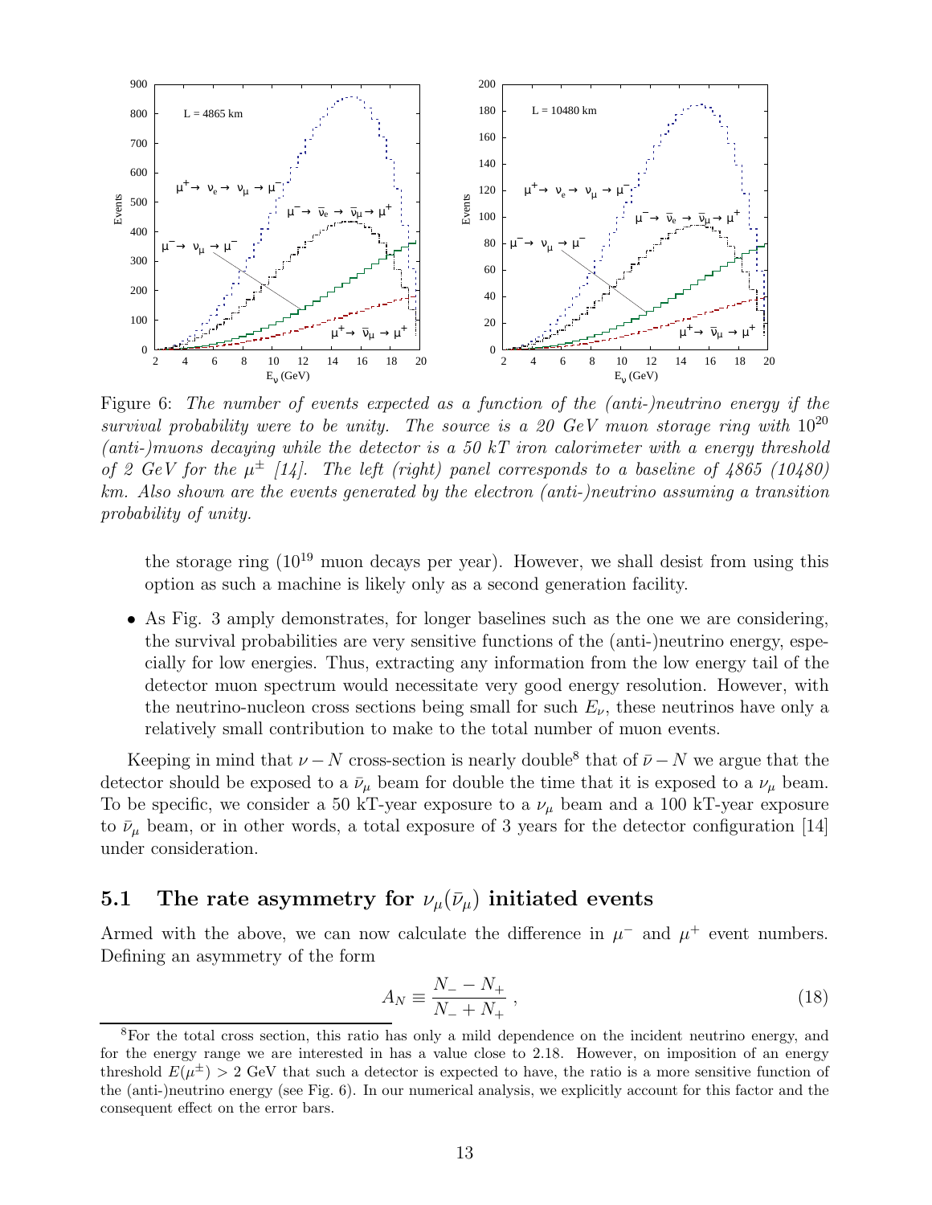Figure 6: *The number of events expected as a function of the (anti-)neutrino energy if the survival probability were to be unity. The source is a 20 GeV muon storage ring with $10^{20}$ (anti-)muons decaying while the detector is a 50 kT iron calorimeter with a energy threshold of 2 GeV for the $\mu^\pm$ [14]. The left (right) panel corresponds to a baseline of 4865 (10480) km. Also shown are the events generated by the electron (anti-)neutrino assuming a transition probability of unity.*

the storage ring ($10^{19}$ muon decays per year). However, we shall desist from using this option as such a machine is likely only as a second generation facility.

- As Fig. 3 amply demonstrates, for longer baselines such as the one we are considering, the survival probabilities are very sensitive functions of the (anti-)neutrino energy, especially for low energies. Thus, extracting any information from the low energy tail of the detector muon spectrum would necessitate very good energy resolution. However, with the neutrino-nucleon cross sections being small for such $E_\nu$, these neutrinos have only a relatively small contribution to make to the total number of muon events.

Keeping in mind that $\nu - N$ cross-section is nearly double[8] that of $\bar{\nu} - N$ we argue that the detector should be exposed to a $\bar{\nu}_\mu$ beam for double the time that it is exposed to a $\nu_\mu$ beam. To be specific, we consider a 50 kT-year exposure to a $\nu_\mu$ beam and a 100 kT-year exposure to $\bar{\nu}_\mu$ beam, or in other words, a total exposure of 3 years for the detector configuration [14] under consideration.

## 5.1 The rate asymmetry for $\nu_\mu(\bar{\nu}_\mu)$ initiated events

Armed with the above, we can now calculate the difference in $\mu^-$ and $\mu^+$ event numbers. Defining an asymmetry of the form

$$A_N \equiv \frac{N_- - N_+}{N_- + N_+} , \tag{18}$$

[8]For the total cross section, this ratio has only a mild dependence on the incident neutrino energy, and for the energy range we are interested in has a value close to 2.18. However, on imposition of an energy threshold $E(\mu^\pm) > 2$ GeV that such a detector is expected to have, the ratio is a more sensitive function of the (anti-)neutrino energy (see Fig. 6). In our numerical analysis, we explicitly account for this factor and the consequent effect on the error bars.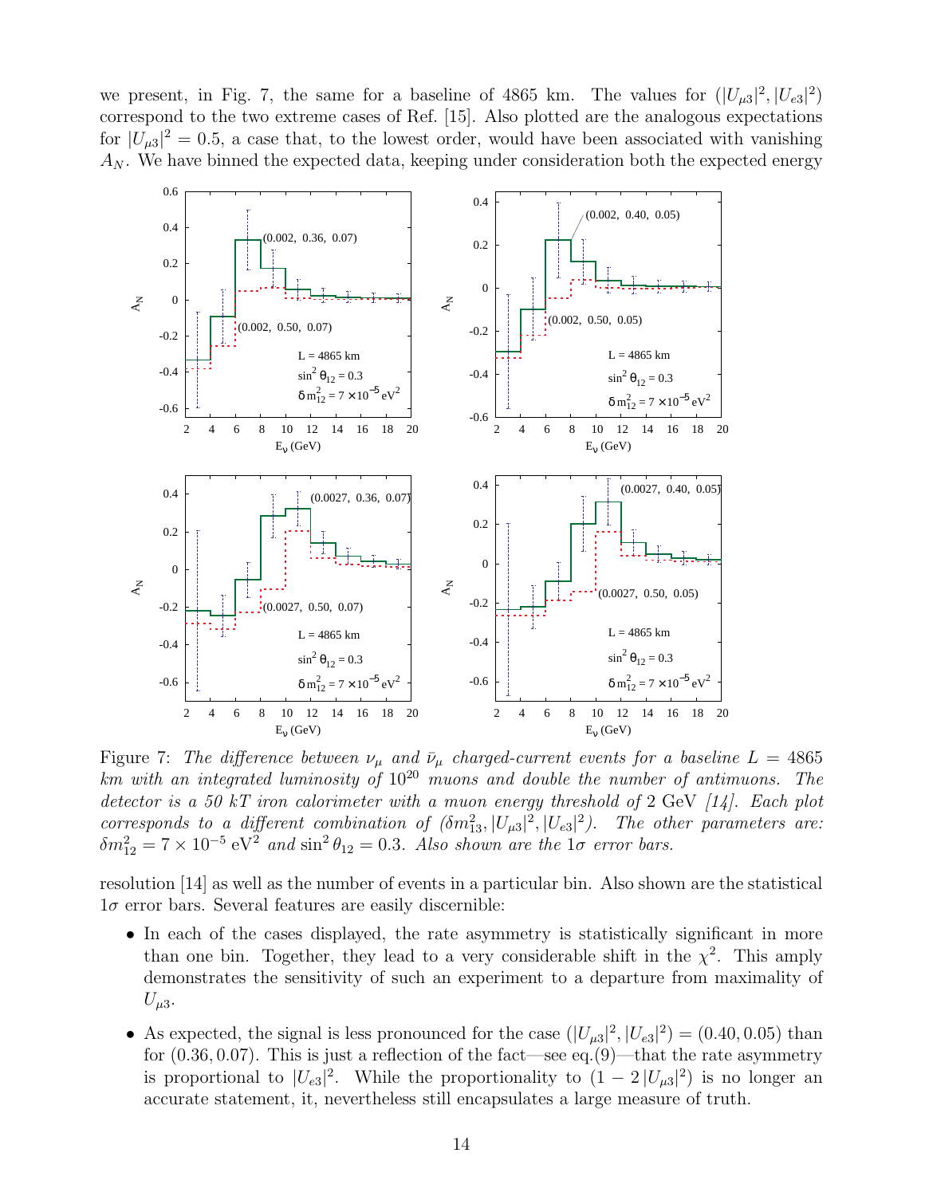we present, in Fig. 7, the same for a baseline of 4865 km. The values for $(|U_{\mu 3}|^2, |U_{e3}|^2)$ correspond to the two extreme cases of Ref. [15]. Also plotted are the analogous expectations for $|U_{\mu 3}|^2 = 0.5$, a case that, to the lowest order, would have been associated with vanishing $A_N$. We have binned the expected data, keeping under consideration both the expected energy

Figure 7: *The difference between $\nu_\mu$ and $\bar{\nu}_\mu$ charged-current events for a baseline $L = 4865$ km with an integrated luminosity of $10^{20}$ muons and double the number of antimuons. The detector is a 50 kT iron calorimeter with a muon energy threshold of 2 GeV [14]. Each plot corresponds to a different combination of $(\delta m^2_{13}, |U_{\mu 3}|^2, |U_{e3}|^2)$. The other parameters are: $\delta m^2_{12} = 7 \times 10^{-5}$ eV$^2$ and $\sin^2\theta_{12} = 0.3$. Also shown are the $1\sigma$ error bars.*

resolution [14] as well as the number of events in a particular bin. Also shown are the statistical $1\sigma$ error bars. Several features are easily discernible:

- In each of the cases displayed, the rate asymmetry is statistically significant in more than one bin. Together, they lead to a very considerable shift in the $\chi^2$. This amply demonstrates the sensitivity of such an experiment to a departure from maximality of $U_{\mu 3}$.
- As expected, the signal is less pronounced for the case $(|U_{\mu 3}|^2, |U_{e3}|^2) = (0.40, 0.05)$ than for $(0.36, 0.07)$. This is just a reflection of the fact—see eq.(9)—that the rate asymmetry is proportional to $|U_{e3}|^2$. While the proportionality to $(1 - 2\,|U_{\mu 3}|^2)$ is no longer an accurate statement, it, nevertheless still encapsulates a large measure of truth.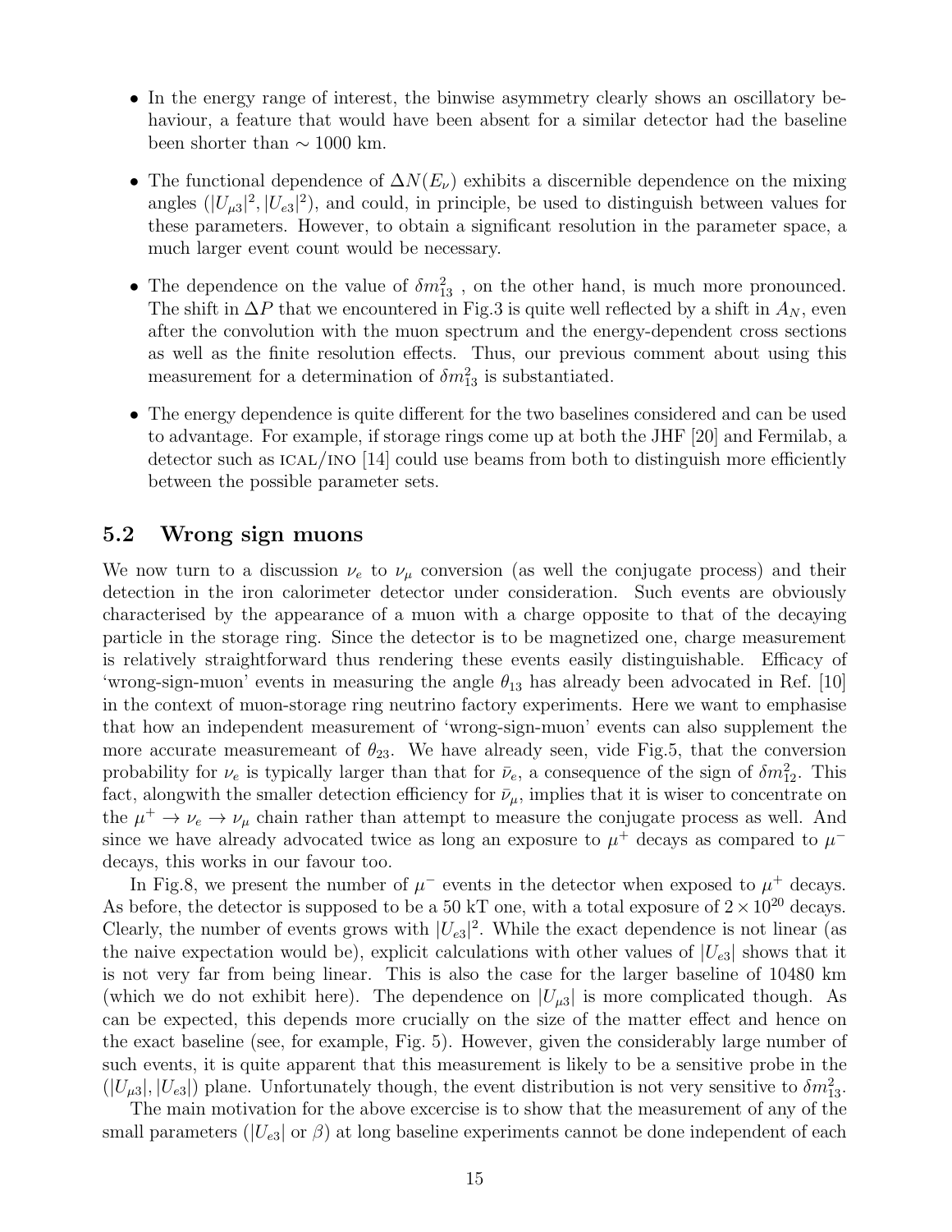- In the energy range of interest, the binwise asymmetry clearly shows an oscillatory behaviour, a feature that would have been absent for a similar detector had the baseline been shorter than $\sim 1000$ km.

- The functional dependence of $\Delta N(E_\nu)$ exhibits a discernible dependence on the mixing angles ($|U_{\mu 3}|^2, |U_{e3}|^2$), and could, in principle, be used to distinguish between values for these parameters. However, to obtain a significant resolution in the parameter space, a much larger event count would be necessary.

- The dependence on the value of $\delta m^2_{13}$ , on the other hand, is much more pronounced. The shift in $\Delta P$ that we encountered in Fig.3 is quite well reflected by a shift in $A_N$, even after the convolution with the muon spectrum and the energy-dependent cross sections as well as the finite resolution effects. Thus, our previous comment about using this measurement for a determination of $\delta m^2_{13}$ is substantiated.

- The energy dependence is quite different for the two baselines considered and can be used to advantage. For example, if storage rings come up at both the JHF [20] and Fermilab, a detector such as ICAL/INO [14] could use beams from both to distinguish more efficiently between the possible parameter sets.

## 5.2 Wrong sign muons

We now turn to a discussion $\nu_e$ to $\nu_\mu$ conversion (as well the conjugate process) and their detection in the iron calorimeter detector under consideration. Such events are obviously characterised by the appearance of a muon with a charge opposite to that of the decaying particle in the storage ring. Since the detector is to be magnetized one, charge measurement is relatively straightforward thus rendering these events easily distinguishable. Efficacy of 'wrong-sign-muon' events in measuring the angle $\theta_{13}$ has already been advocated in Ref. [10] in the context of muon-storage ring neutrino factory experiments. Here we want to emphasise that how an independent measurement of 'wrong-sign-muon' events can also supplement the more accurate measuremeant of $\theta_{23}$. We have already seen, vide Fig.5, that the conversion probability for $\nu_e$ is typically larger than that for $\bar{\nu}_e$, a consequence of the sign of $\delta m^2_{12}$. This fact, alongwith the smaller detection efficiency for $\bar{\nu}_\mu$, implies that it is wiser to concentrate on the $\mu^+ \to \nu_e \to \nu_\mu$ chain rather than attempt to measure the conjugate process as well. And since we have already advocated twice as long an exposure to $\mu^+$ decays as compared to $\mu^-$ decays, this works in our favour too.

In Fig.8, we present the number of $\mu^-$ events in the detector when exposed to $\mu^+$ decays. As before, the detector is supposed to be a 50 kT one, with a total exposure of $2 \times 10^{20}$ decays. Clearly, the number of events grows with $|U_{e3}|^2$. While the exact dependence is not linear (as the naive expectation would be), explicit calculations with other values of $|U_{e3}|$ shows that it is not very far from being linear. This is also the case for the larger baseline of 10480 km (which we do not exhibit here). The dependence on $|U_{\mu 3}|$ is more complicated though. As can be expected, this depends more crucially on the size of the matter effect and hence on the exact baseline (see, for example, Fig. 5). However, given the considerably large number of such events, it is quite apparent that this measurement is likely to be a sensitive probe in the ($|U_{\mu 3}|, |U_{e3}|$) plane. Unfortunately though, the event distribution is not very sensitive to $\delta m^2_{13}$.

The main motivation for the above excercise is to show that the measurement of any of the small parameters ($|U_{e3}|$ or $\beta$) at long baseline experiments cannot be done independent of each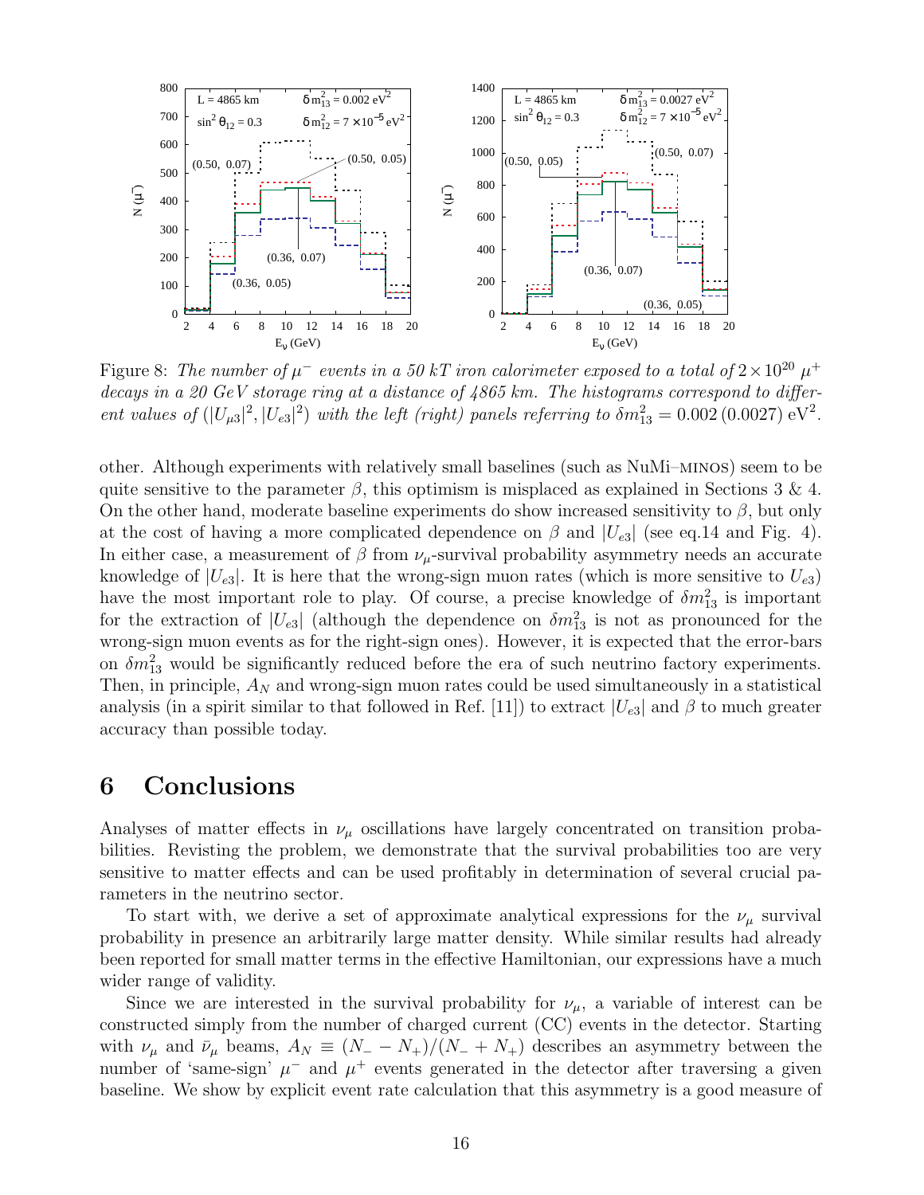Figure 8: *The number of $\mu^-$ events in a 50 kT iron calorimeter exposed to a total of $2 \times 10^{20}$ $\mu^+$ decays in a 20 GeV storage ring at a distance of 4865 km. The histograms correspond to different values of $(|U_{\mu 3}|^2, |U_{e3}|^2)$ with the left (right) panels referring to $\delta m^2_{13} = 0.002\,(0.0027)$ eV$^2$.*

other. Although experiments with relatively small baselines (such as NuMi–MINOS) seem to be quite sensitive to the parameter $\beta$, this optimism is misplaced as explained in Sections 3 & 4. On the other hand, moderate baseline experiments do show increased sensitivity to $\beta$, but only at the cost of having a more complicated dependence on $\beta$ and $|U_{e3}|$ (see eq.14 and Fig. 4). In either case, a measurement of $\beta$ from $\nu_\mu$-survival probability asymmetry needs an accurate knowledge of $|U_{e3}|$. It is here that the wrong-sign muon rates (which is more sensitive to $U_{e3}$) have the most important role to play. Of course, a precise knowledge of $\delta m^2_{13}$ is important for the extraction of $|U_{e3}|$ (although the dependence on $\delta m^2_{13}$ is not as pronounced for the wrong-sign muon events as for the right-sign ones). However, it is expected that the error-bars on $\delta m^2_{13}$ would be significantly reduced before the era of such neutrino factory experiments. Then, in principle, $A_N$ and wrong-sign muon rates could be used simultaneously in a statistical analysis (in a spirit similar to that followed in Ref. [11]) to extract $|U_{e3}|$ and $\beta$ to much greater accuracy than possible today.

# 6 Conclusions

Analyses of matter effects in $\nu_\mu$ oscillations have largely concentrated on transition probabilities. Revisting the problem, we demonstrate that the survival probabilities too are very sensitive to matter effects and can be used profitably in determination of several crucial parameters in the neutrino sector.

To start with, we derive a set of approximate analytical expressions for the $\nu_\mu$ survival probability in presence an arbitrarily large matter density. While similar results had already been reported for small matter terms in the effective Hamiltonian, our expressions have a much wider range of validity.

Since we are interested in the survival probability for $\nu_\mu$, a variable of interest can be constructed simply from the number of charged current (CC) events in the detector. Starting with $\nu_\mu$ and $\bar{\nu}_\mu$ beams, $A_N \equiv (N_- - N_+)/(N_- + N_+)$ describes an asymmetry between the number of 'same-sign' $\mu^-$ and $\mu^+$ events generated in the detector after traversing a given baseline. We show by explicit event rate calculation that this asymmetry is a good measure of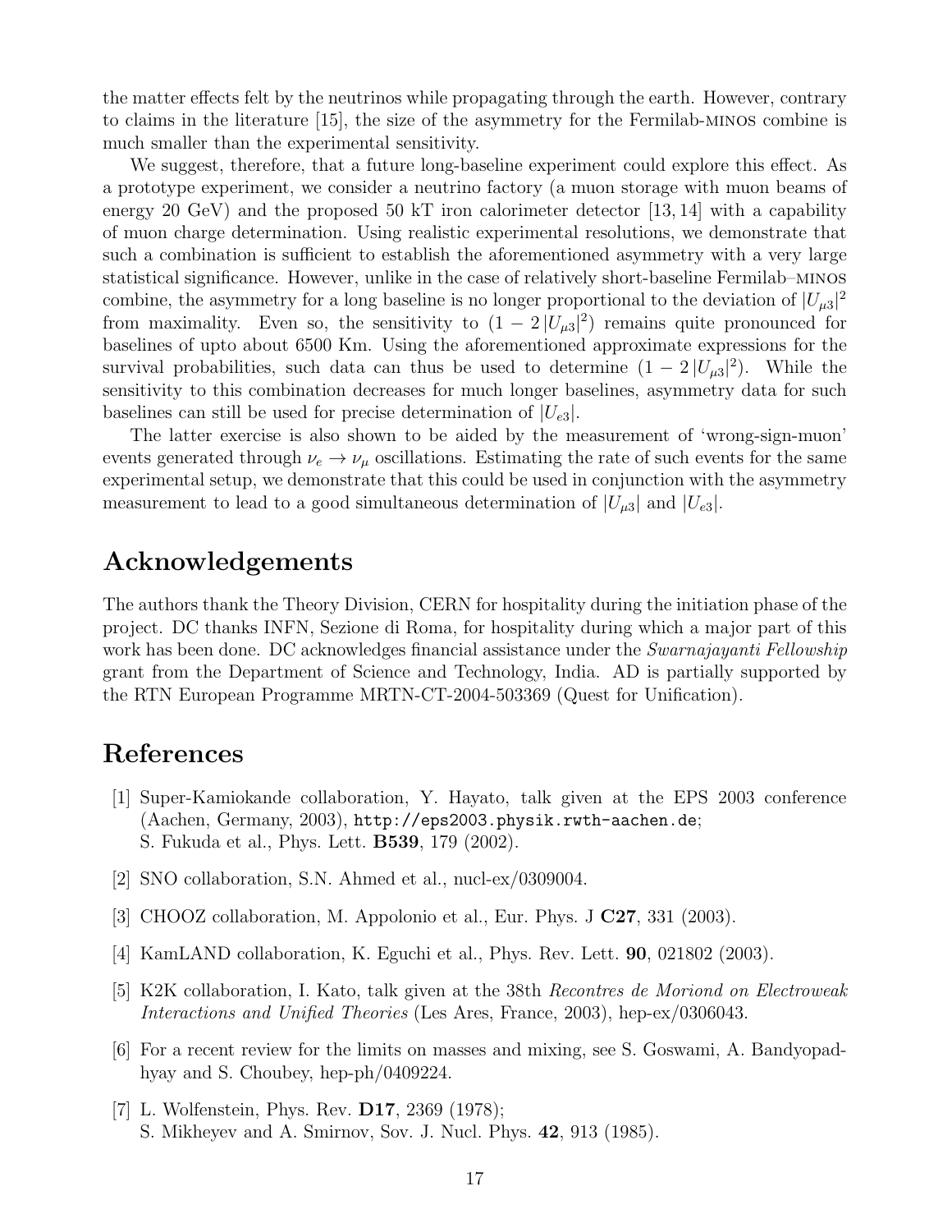the matter effects felt by the neutrinos while propagating through the earth. However, contrary to claims in the literature [15], the size of the asymmetry for the Fermilab-MINOS combine is much smaller than the experimental sensitivity.

We suggest, therefore, that a future long-baseline experiment could explore this effect. As a prototype experiment, we consider a neutrino factory (a muon storage with muon beams of energy 20 GeV) and the proposed 50 kT iron calorimeter detector [13, 14] with a capability of muon charge determination. Using realistic experimental resolutions, we demonstrate that such a combination is sufficient to establish the aforementioned asymmetry with a very large statistical significance. However, unlike in the case of relatively short-baseline Fermilab–MINOS combine, the asymmetry for a long baseline is no longer proportional to the deviation of $|U_{\mu 3}|^2$ from maximality. Even so, the sensitivity to $(1 - 2\,|U_{\mu 3}|^2)$ remains quite pronounced for baselines of upto about 6500 Km. Using the aforementioned approximate expressions for the survival probabilities, such data can thus be used to determine $(1 - 2\,|U_{\mu 3}|^2)$. While the sensitivity to this combination decreases for much longer baselines, asymmetry data for such baselines can still be used for precise determination of $|U_{e3}|$.

The latter exercise is also shown to be aided by the measurement of 'wrong-sign-muon' events generated through $\nu_e \to \nu_\mu$ oscillations. Estimating the rate of such events for the same experimental setup, we demonstrate that this could be used in conjunction with the asymmetry measurement to lead to a good simultaneous determination of $|U_{\mu 3}|$ and $|U_{e3}|$.

# Acknowledgements

The authors thank the Theory Division, CERN for hospitality during the initiation phase of the project. DC thanks INFN, Sezione di Roma, for hospitality during which a major part of this work has been done. DC acknowledges financial assistance under the *Swarnajayanti Fellowship* grant from the Department of Science and Technology, India. AD is partially supported by the RTN European Programme MRTN-CT-2004-503369 (Quest for Unification).

# References

[1] Super-Kamiokande collaboration, Y. Hayato, talk given at the EPS 2003 conference (Aachen, Germany, 2003), `http://eps2003.physik.rwth-aachen.de`;
S. Fukuda et al., Phys. Lett. **B539**, 179 (2002).

[2] SNO collaboration, S.N. Ahmed et al., nucl-ex/0309004.

[3] CHOOZ collaboration, M. Appolonio et al., Eur. Phys. J **C27**, 331 (2003).

[4] KamLAND collaboration, K. Eguchi et al., Phys. Rev. Lett. **90**, 021802 (2003).

[5] K2K collaboration, I. Kato, talk given at the 38th *Recontres de Moriond on Electroweak Interactions and Unified Theories* (Les Ares, France, 2003), hep-ex/0306043.

[6] For a recent review for the limits on masses and mixing, see S. Goswami, A. Bandyopadhyay and S. Choubey, hep-ph/0409224.

[7] L. Wolfenstein, Phys. Rev. **D17**, 2369 (1978);
S. Mikheyev and A. Smirnov, Sov. J. Nucl. Phys. **42**, 913 (1985).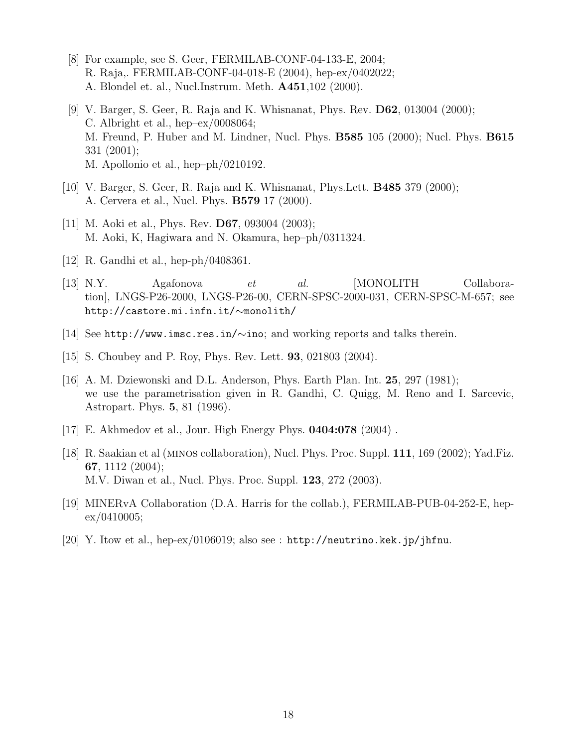[8] For example, see S. Geer, FERMILAB-CONF-04-133-E, 2004;
R. Raja,. FERMILAB-CONF-04-018-E (2004), hep-ex/0402022;
A. Blondel et. al., Nucl.Instrum. Meth. **A451**,102 (2000).

[9] V. Barger, S. Geer, R. Raja and K. Whisnanat, Phys. Rev. **D62**, 013004 (2000);
C. Albright et al., hep–ex/0008064;
M. Freund, P. Huber and M. Lindner, Nucl. Phys. **B585** 105 (2000); Nucl. Phys. **B615** 331 (2001);
M. Apollonio et al., hep–ph/0210192.

[10] V. Barger, S. Geer, R. Raja and K. Whisnanat, Phys.Lett. **B485** 379 (2000);
A. Cervera et al., Nucl. Phys. **B579** 17 (2000).

[11] M. Aoki et al., Phys. Rev. **D67**, 093004 (2003);
M. Aoki, K, Hagiwara and N. Okamura, hep–ph/0311324.

[12] R. Gandhi et al., hep-ph/0408361.

[13] N.Y. Agafonova *et al.* [MONOLITH Collaboration], LNGS-P26-2000, LNGS-P26-00, CERN-SPSC-2000-031, CERN-SPSC-M-657; see `http://castore.mi.infn.it/∼monolith/`

[14] See `http://www.imsc.res.in/∼ino`; and working reports and talks therein.

[15] S. Choubey and P. Roy, Phys. Rev. Lett. **93**, 021803 (2004).

[16] A. M. Dziewonski and D.L. Anderson, Phys. Earth Plan. Int. **25**, 297 (1981);
we use the parametrisation given in R. Gandhi, C. Quigg, M. Reno and I. Sarcevic, Astropart. Phys. **5**, 81 (1996).

[17] E. Akhmedov et al., Jour. High Energy Phys. **0404:078** (2004) .

[18] R. Saakian et al (MINOS collaboration), Nucl. Phys. Proc. Suppl. **111**, 169 (2002); Yad.Fiz. **67**, 1112 (2004);
M.V. Diwan et al., Nucl. Phys. Proc. Suppl. **123**, 272 (2003).

[19] MINERvA Collaboration (D.A. Harris for the collab.), FERMILAB-PUB-04-252-E, hep-ex/0410005;

[20] Y. Itow et al., hep-ex/0106019; also see : `http://neutrino.kek.jp/jhfnu`.